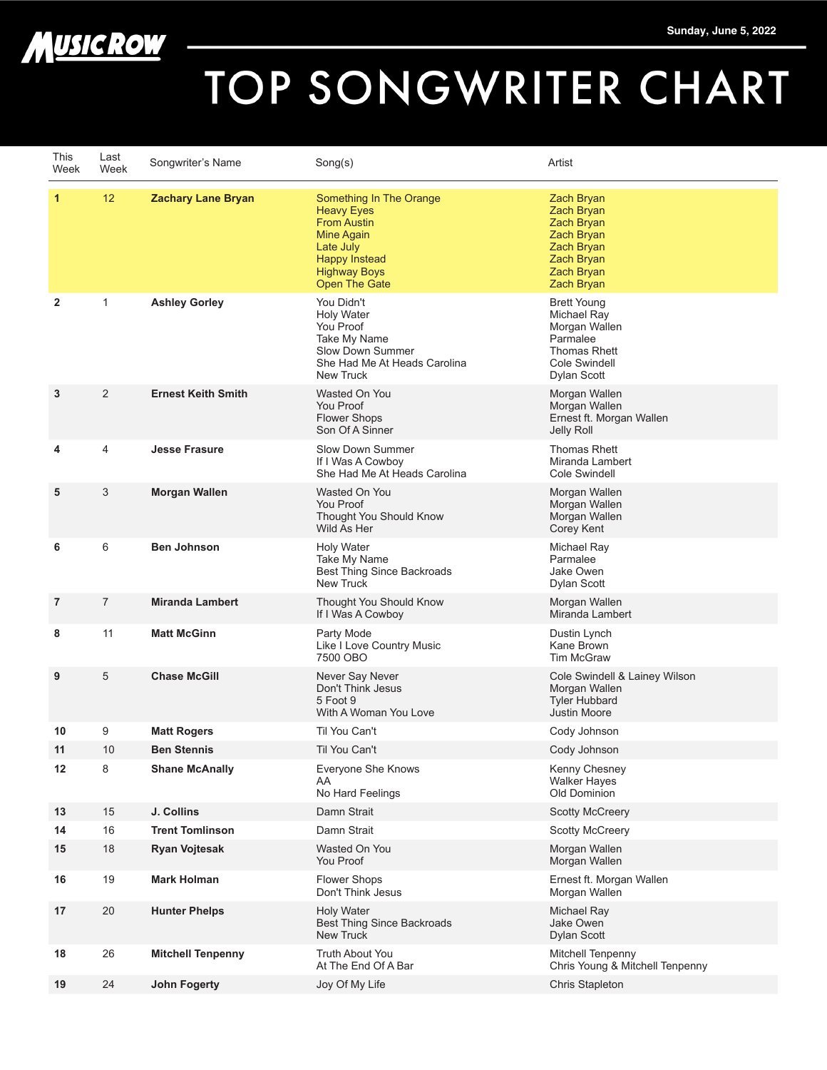MUSIC ROW

Sunday, June 5, 2022

# TOP SONGWRITER CHART

| This Week | Last Week | Songwriter's Name | Song(s) | Artist |
|---|---|---|---|---|
| **1** | 12 | **Zachary Lane Bryan** | Something In The Orange<br>Heavy Eyes<br>From Austin<br>Mine Again<br>Late July<br>Happy Instead<br>Highway Boys<br>Open The Gate | Zach Bryan<br>Zach Bryan<br>Zach Bryan<br>Zach Bryan<br>Zach Bryan<br>Zach Bryan<br>Zach Bryan<br>Zach Bryan |
| **2** | 1 | **Ashley Gorley** | You Didn't<br>Holy Water<br>You Proof<br>Take My Name<br>Slow Down Summer<br>She Had Me At Heads Carolina<br>New Truck | Brett Young<br>Michael Ray<br>Morgan Wallen<br>Parmalee<br>Thomas Rhett<br>Cole Swindell<br>Dylan Scott |
| **3** | 2 | **Ernest Keith Smith** | Wasted On You<br>You Proof<br>Flower Shops<br>Son Of A Sinner | Morgan Wallen<br>Morgan Wallen<br>Ernest ft. Morgan Wallen<br>Jelly Roll |
| **4** | 4 | **Jesse Frasure** | Slow Down Summer<br>If I Was A Cowboy<br>She Had Me At Heads Carolina | Thomas Rhett<br>Miranda Lambert<br>Cole Swindell |
| **5** | 3 | **Morgan Wallen** | Wasted On You<br>You Proof<br>Thought You Should Know<br>Wild As Her | Morgan Wallen<br>Morgan Wallen<br>Morgan Wallen<br>Corey Kent |
| **6** | 6 | **Ben Johnson** | Holy Water<br>Take My Name<br>Best Thing Since Backroads<br>New Truck | Michael Ray<br>Parmalee<br>Jake Owen<br>Dylan Scott |
| **7** | 7 | **Miranda Lambert** | Thought You Should Know<br>If I Was A Cowboy | Morgan Wallen<br>Miranda Lambert |
| **8** | 11 | **Matt McGinn** | Party Mode<br>Like I Love Country Music<br>7500 OBO | Dustin Lynch<br>Kane Brown<br>Tim McGraw |
| **9** | 5 | **Chase McGill** | Never Say Never<br>Don't Think Jesus<br>5 Foot 9<br>With A Woman You Love | Cole Swindell & Lainey Wilson<br>Morgan Wallen<br>Tyler Hubbard<br>Justin Moore |
| **10** | 9 | **Matt Rogers** | Til You Can't | Cody Johnson |
| **11** | 10 | **Ben Stennis** | Til You Can't | Cody Johnson |
| **12** | 8 | **Shane McAnally** | Everyone She Knows<br>AA<br>No Hard Feelings | Kenny Chesney<br>Walker Hayes<br>Old Dominion |
| **13** | 15 | **J. Collins** | Damn Strait | Scotty McCreery |
| **14** | 16 | **Trent Tomlinson** | Damn Strait | Scotty McCreery |
| **15** | 18 | **Ryan Vojtesak** | Wasted On You<br>You Proof | Morgan Wallen<br>Morgan Wallen |
| **16** | 19 | **Mark Holman** | Flower Shops<br>Don't Think Jesus | Ernest ft. Morgan Wallen<br>Morgan Wallen |
| **17** | 20 | **Hunter Phelps** | Holy Water<br>Best Thing Since Backroads<br>New Truck | Michael Ray<br>Jake Owen<br>Dylan Scott |
| **18** | 26 | **Mitchell Tenpenny** | Truth About You<br>At The End Of A Bar | Mitchell Tenpenny<br>Chris Young & Mitchell Tenpenny |
| **19** | 24 | **John Fogerty** | Joy Of My Life | Chris Stapleton |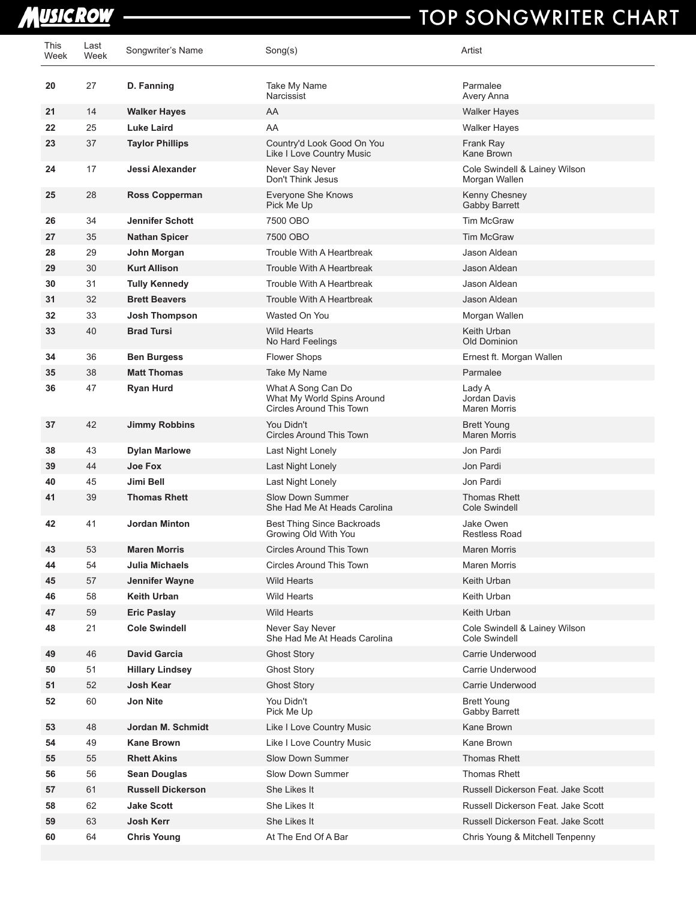# TOP SONGWRITER CHART

| This Week | Last Week | Songwriter's Name | Song(s) | Artist |
|---|---|---|---|---|
| 20 | 27 | **D. Fanning** | Take My Name<br>Narcissist | Parmalee<br>Avery Anna |
| 21 | 14 | **Walker Hayes** | AA | Walker Hayes |
| 22 | 25 | **Luke Laird** | AA | Walker Hayes |
| 23 | 37 | **Taylor Phillips** | Country'd Look Good On You<br>Like I Love Country Music | Frank Ray<br>Kane Brown |
| 24 | 17 | **Jessi Alexander** | Never Say Never<br>Don't Think Jesus | Cole Swindell & Lainey Wilson<br>Morgan Wallen |
| 25 | 28 | **Ross Copperman** | Everyone She Knows<br>Pick Me Up | Kenny Chesney<br>Gabby Barrett |
| 26 | 34 | **Jennifer Schott** | 7500 OBO | Tim McGraw |
| 27 | 35 | **Nathan Spicer** | 7500 OBO | Tim McGraw |
| 28 | 29 | **John Morgan** | Trouble With A Heartbreak | Jason Aldean |
| 29 | 30 | **Kurt Allison** | Trouble With A Heartbreak | Jason Aldean |
| 30 | 31 | **Tully Kennedy** | Trouble With A Heartbreak | Jason Aldean |
| 31 | 32 | **Brett Beavers** | Trouble With A Heartbreak | Jason Aldean |
| 32 | 33 | **Josh Thompson** | Wasted On You | Morgan Wallen |
| 33 | 40 | **Brad Tursi** | Wild Hearts<br>No Hard Feelings | Keith Urban<br>Old Dominion |
| 34 | 36 | **Ben Burgess** | Flower Shops | Ernest ft. Morgan Wallen |
| 35 | 38 | **Matt Thomas** | Take My Name | Parmalee |
| 36 | 47 | **Ryan Hurd** | What A Song Can Do<br>What My World Spins Around<br>Circles Around This Town | Lady A<br>Jordan Davis<br>Maren Morris |
| 37 | 42 | **Jimmy Robbins** | You Didn't<br>Circles Around This Town | Brett Young<br>Maren Morris |
| 38 | 43 | **Dylan Marlowe** | Last Night Lonely | Jon Pardi |
| 39 | 44 | **Joe Fox** | Last Night Lonely | Jon Pardi |
| 40 | 45 | **Jimi Bell** | Last Night Lonely | Jon Pardi |
| 41 | 39 | **Thomas Rhett** | Slow Down Summer<br>She Had Me At Heads Carolina | Thomas Rhett<br>Cole Swindell |
| 42 | 41 | **Jordan Minton** | Best Thing Since Backroads<br>Growing Old With You | Jake Owen<br>Restless Road |
| 43 | 53 | **Maren Morris** | Circles Around This Town | Maren Morris |
| 44 | 54 | **Julia Michaels** | Circles Around This Town | Maren Morris |
| 45 | 57 | **Jennifer Wayne** | Wild Hearts | Keith Urban |
| 46 | 58 | **Keith Urban** | Wild Hearts | Keith Urban |
| 47 | 59 | **Eric Paslay** | Wild Hearts | Keith Urban |
| 48 | 21 | **Cole Swindell** | Never Say Never<br>She Had Me At Heads Carolina | Cole Swindell & Lainey Wilson<br>Cole Swindell |
| 49 | 46 | **David Garcia** | Ghost Story | Carrie Underwood |
| 50 | 51 | **Hillary Lindsey** | Ghost Story | Carrie Underwood |
| 51 | 52 | **Josh Kear** | Ghost Story | Carrie Underwood |
| 52 | 60 | **Jon Nite** | You Didn't<br>Pick Me Up | Brett Young<br>Gabby Barrett |
| 53 | 48 | **Jordan M. Schmidt** | Like I Love Country Music | Kane Brown |
| 54 | 49 | **Kane Brown** | Like I Love Country Music | Kane Brown |
| 55 | 55 | **Rhett Akins** | Slow Down Summer | Thomas Rhett |
| 56 | 56 | **Sean Douglas** | Slow Down Summer | Thomas Rhett |
| 57 | 61 | **Russell Dickerson** | She Likes It | Russell Dickerson Feat. Jake Scott |
| 58 | 62 | **Jake Scott** | She Likes It | Russell Dickerson Feat. Jake Scott |
| 59 | 63 | **Josh Kerr** | She Likes It | Russell Dickerson Feat. Jake Scott |
| 60 | 64 | **Chris Young** | At The End Of A Bar | Chris Young & Mitchell Tenpenny |